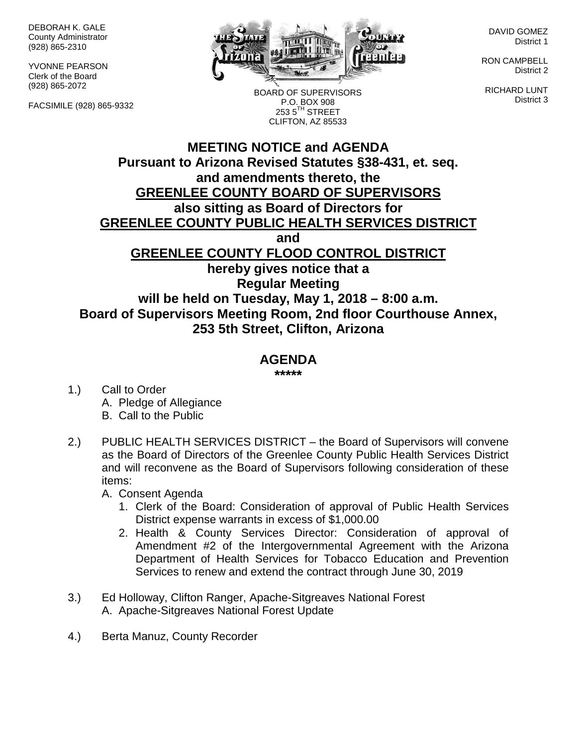DEBORAH K. GALE
County Administrator
(928) 865-2310

YVONNE PEARSON
Clerk of the Board
(928) 865-2072

FACSIMILE (928) 865-9332

BOARD OF SUPERVISORS
P.O. BOX 908
253 5TH STREET
CLIFTON, AZ 85533

DAVID GOMEZ
District 1

RON CAMPBELL
District 2

RICHARD LUNT
District 3

# MEETING NOTICE and AGENDA

**Pursuant to Arizona Revised Statutes §38-431, et. seq.**
**and amendments thereto, the**
**GREENLEE COUNTY BOARD OF SUPERVISORS**
**also sitting as Board of Directors for**
**GREENLEE COUNTY PUBLIC HEALTH SERVICES DISTRICT**
**and**
**GREENLEE COUNTY FLOOD CONTROL DISTRICT**
**hereby gives notice that a**
**Regular Meeting**
**will be held on Tuesday, May 1, 2018 – 8:00 a.m.**
**Board of Supervisors Meeting Room, 2nd floor Courthouse Annex,**
**253 5th Street, Clifton, Arizona**

## AGENDA

*****

1.) Call to Order
   A. Pledge of Allegiance
   B. Call to the Public

2.) PUBLIC HEALTH SERVICES DISTRICT – the Board of Supervisors will convene as the Board of Directors of the Greenlee County Public Health Services District and will reconvene as the Board of Supervisors following consideration of these items:
   A. Consent Agenda
      1. Clerk of the Board: Consideration of approval of Public Health Services District expense warrants in excess of $1,000.00
      2. Health & County Services Director: Consideration of approval of Amendment #2 of the Intergovernmental Agreement with the Arizona Department of Health Services for Tobacco Education and Prevention Services to renew and extend the contract through June 30, 2019

3.) Ed Holloway, Clifton Ranger, Apache-Sitgreaves National Forest
   A. Apache-Sitgreaves National Forest Update

4.) Berta Manuz, County Recorder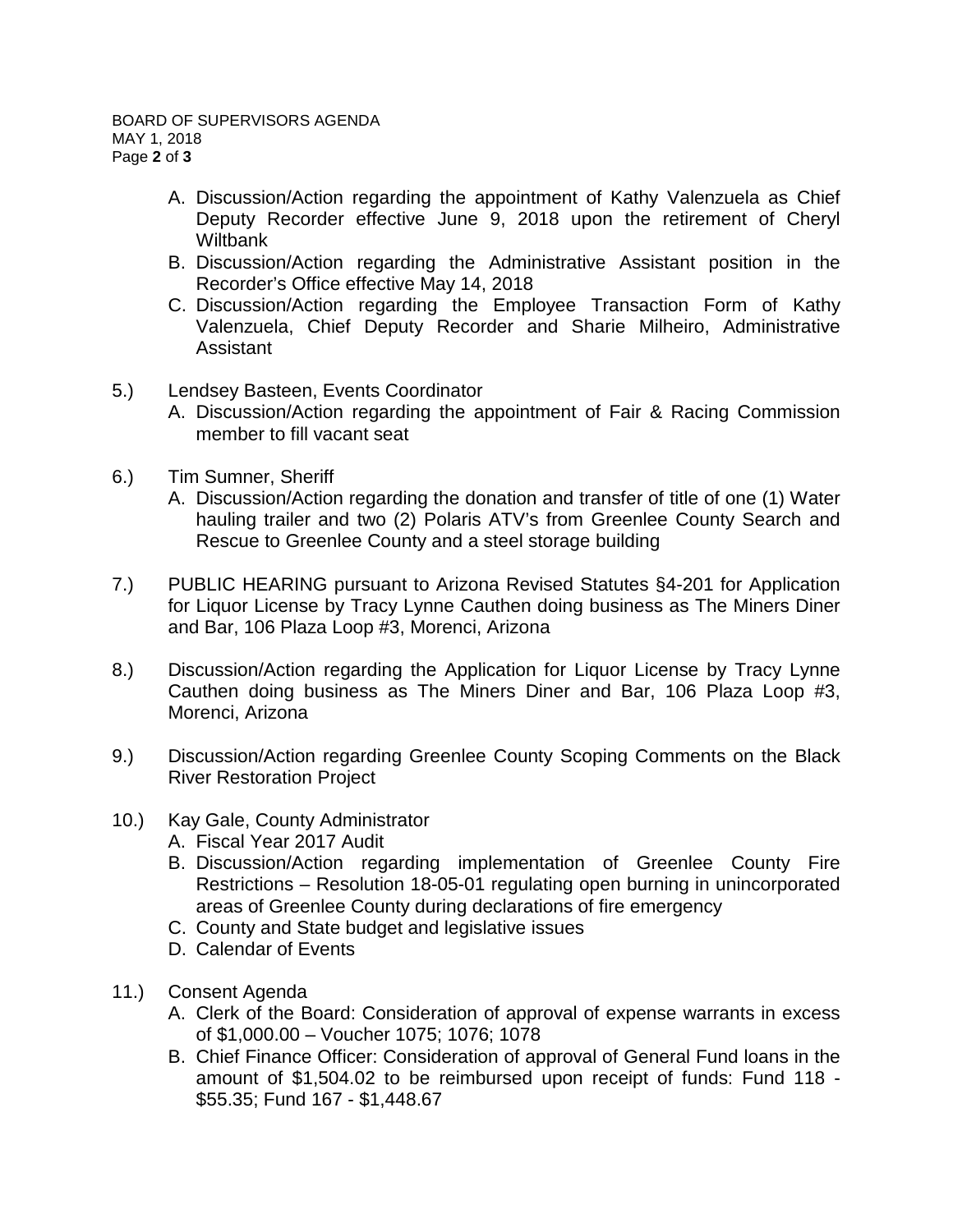A. Discussion/Action regarding the appointment of Kathy Valenzuela as Chief Deputy Recorder effective June 9, 2018 upon the retirement of Cheryl Wiltbank
B. Discussion/Action regarding the Administrative Assistant position in the Recorder's Office effective May 14, 2018
C. Discussion/Action regarding the Employee Transaction Form of Kathy Valenzuela, Chief Deputy Recorder and Sharie Milheiro, Administrative Assistant

5.) Lendsey Basteen, Events Coordinator
   A. Discussion/Action regarding the appointment of Fair & Racing Commission member to fill vacant seat

6.) Tim Sumner, Sheriff
   A. Discussion/Action regarding the donation and transfer of title of one (1) Water hauling trailer and two (2) Polaris ATV's from Greenlee County Search and Rescue to Greenlee County and a steel storage building

7.) PUBLIC HEARING pursuant to Arizona Revised Statutes §4-201 for Application for Liquor License by Tracy Lynne Cauthen doing business as The Miners Diner and Bar, 106 Plaza Loop #3, Morenci, Arizona

8.) Discussion/Action regarding the Application for Liquor License by Tracy Lynne Cauthen doing business as The Miners Diner and Bar, 106 Plaza Loop #3, Morenci, Arizona

9.) Discussion/Action regarding Greenlee County Scoping Comments on the Black River Restoration Project

10.) Kay Gale, County Administrator
   A. Fiscal Year 2017 Audit
   B. Discussion/Action regarding implementation of Greenlee County Fire Restrictions – Resolution 18-05-01 regulating open burning in unincorporated areas of Greenlee County during declarations of fire emergency
   C. County and State budget and legislative issues
   D. Calendar of Events

11.) Consent Agenda
   A. Clerk of the Board: Consideration of approval of expense warrants in excess of $1,000.00 – Voucher 1075; 1076; 1078
   B. Chief Finance Officer: Consideration of approval of General Fund loans in the amount of $1,504.02 to be reimbursed upon receipt of funds: Fund 118 - $55.35; Fund 167 - $1,448.67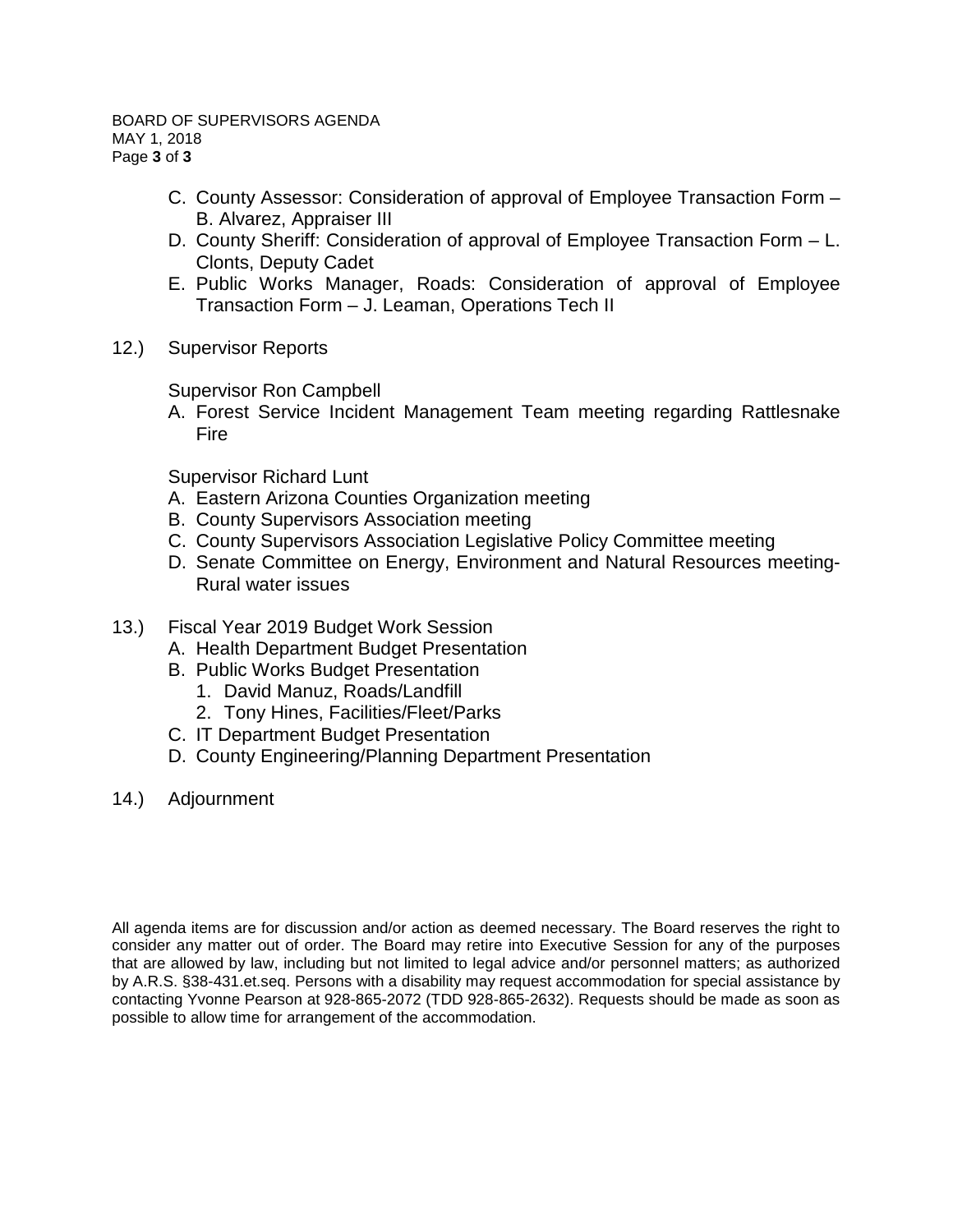C. County Assessor: Consideration of approval of Employee Transaction Form – B. Alvarez, Appraiser III
D. County Sheriff: Consideration of approval of Employee Transaction Form – L. Clonts, Deputy Cadet
E. Public Works Manager, Roads: Consideration of approval of Employee Transaction Form – J. Leaman, Operations Tech II

12.) Supervisor Reports

Supervisor Ron Campbell

A. Forest Service Incident Management Team meeting regarding Rattlesnake Fire

Supervisor Richard Lunt

A. Eastern Arizona Counties Organization meeting
B. County Supervisors Association meeting
C. County Supervisors Association Legislative Policy Committee meeting
D. Senate Committee on Energy, Environment and Natural Resources meeting-Rural water issues

13.) Fiscal Year 2019 Budget Work Session

A. Health Department Budget Presentation
B. Public Works Budget Presentation
   1. David Manuz, Roads/Landfill
   2. Tony Hines, Facilities/Fleet/Parks
C. IT Department Budget Presentation
D. County Engineering/Planning Department Presentation

14.) Adjournment

All agenda items are for discussion and/or action as deemed necessary. The Board reserves the right to consider any matter out of order. The Board may retire into Executive Session for any of the purposes that are allowed by law, including but not limited to legal advice and/or personnel matters; as authorized by A.R.S. §38-431.et.seq. Persons with a disability may request accommodation for special assistance by contacting Yvonne Pearson at 928-865-2072 (TDD 928-865-2632). Requests should be made as soon as possible to allow time for arrangement of the accommodation.